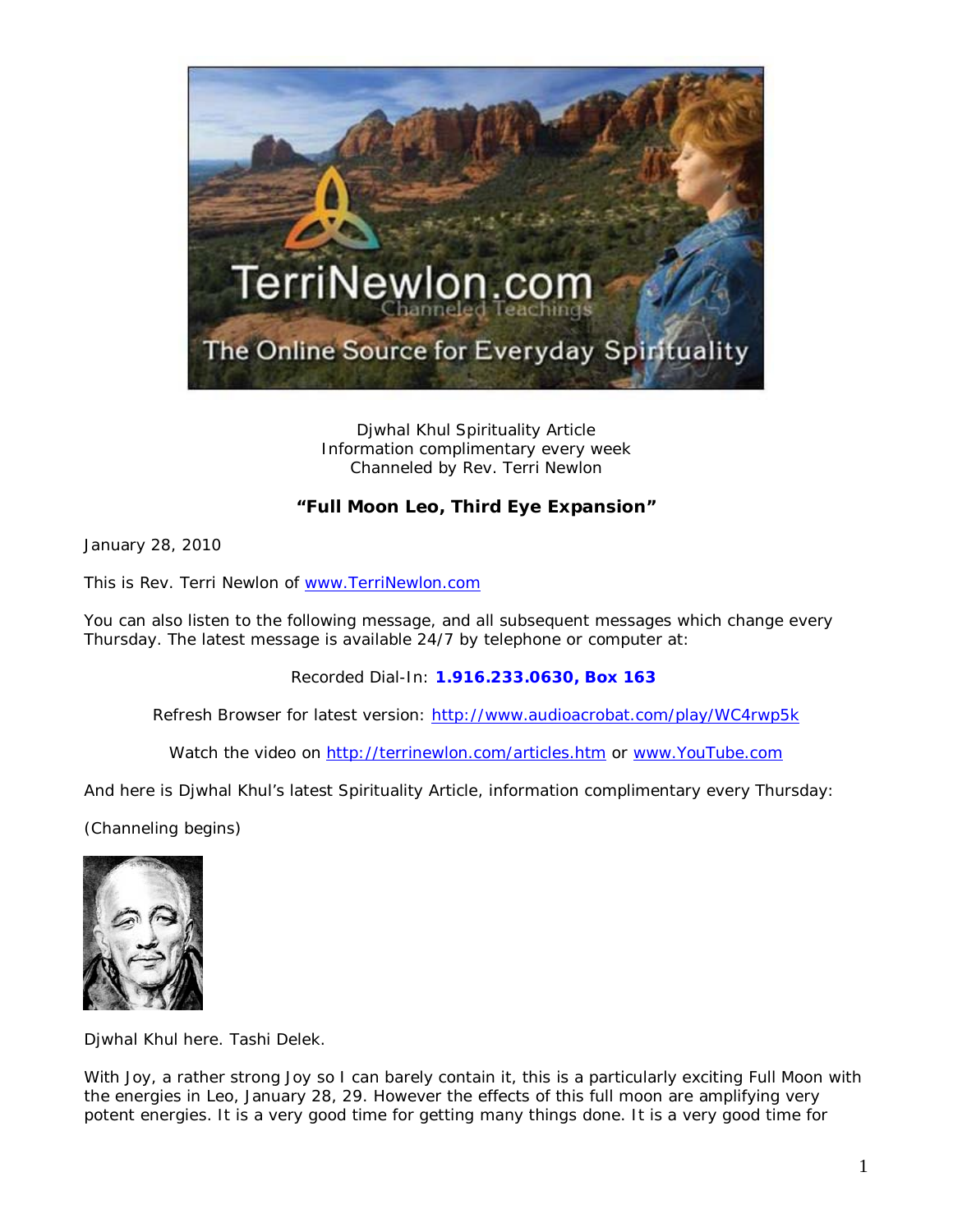Djwhal Khul Spirituality Article
Information complimentary every week
Channeled by Rev. Terri Newlon

**"Full Moon Leo, Third Eye Expansion"**

January 28, 2010

This is Rev. Terri Newlon of [www.TerriNewlon.com](http://www.TerriNewlon.com)

You can also listen to the following message, and all subsequent messages which change every Thursday. The latest message is available 24/7 by telephone or computer at:

Recorded Dial-In: **1.916.233.0630, Box 163**

Refresh Browser for latest version: [http://www.audioacrobat.com/play/WC4rwp5k](http://www.audioacrobat.com/play/WC4rwp5k)

Watch the video on [http://terrinewlon.com/articles.htm](http://terrinewlon.com/articles.htm) or [www.YouTube.com](http://www.YouTube.com)

And here is Djwhal Khul's latest Spirituality Article, information complimentary every Thursday:

(Channeling begins)

Djwhal Khul here. Tashi Delek.

With Joy, a rather strong Joy so I can barely contain it, this is a particularly exciting Full Moon with the energies in Leo, January 28, 29. However the effects of this full moon are amplifying very potent energies. It is a very good time for getting many things done. It is a very good time for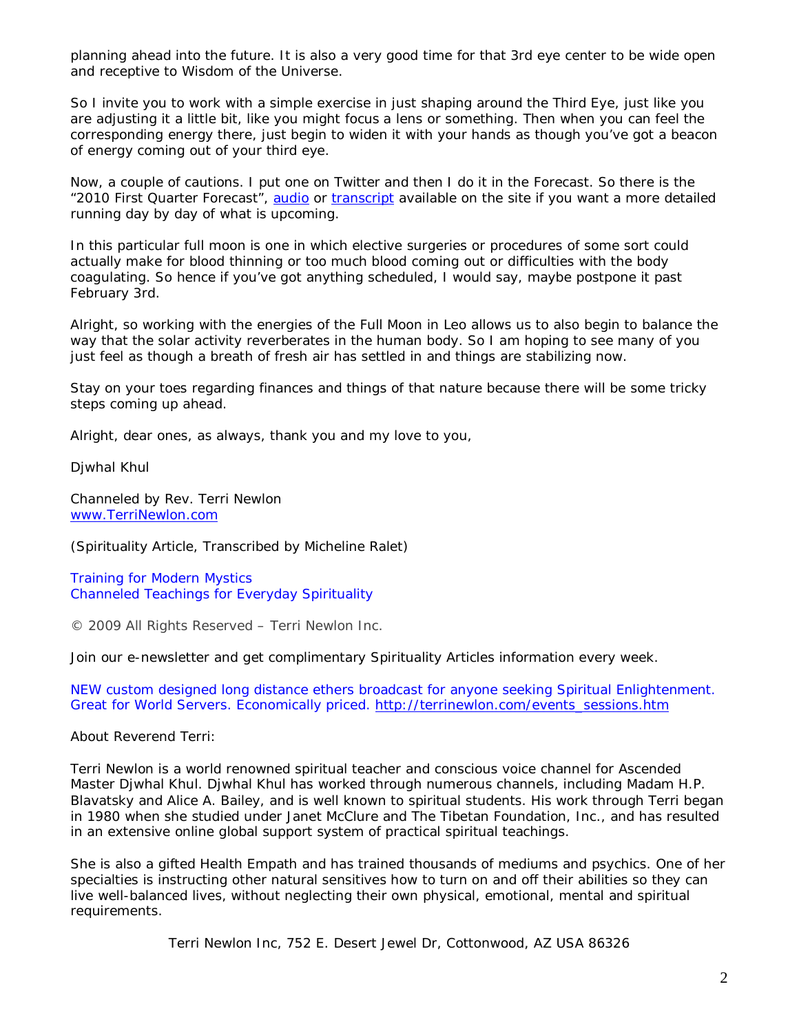planning ahead into the future. It is also a very good time for that 3rd eye center to be wide open and receptive to Wisdom of the Universe.

So I invite you to work with a simple exercise in just shaping around the Third Eye, just like you are adjusting it a little bit, like you might focus a lens or something. Then when you can feel the corresponding energy there, just begin to widen it with your hands as though you've got a beacon of energy coming out of your third eye.

Now, a couple of cautions. I put one on Twitter and then I do it in the Forecast. So there is the "2010 First Quarter Forecast", audio or transcript available on the site if you want a more detailed running day by day of what is upcoming.

In this particular full moon is one in which elective surgeries or procedures of some sort could actually make for blood thinning or too much blood coming out or difficulties with the body coagulating. So hence if you've got anything scheduled, I would say, maybe postpone it past February 3rd.

Alright, so working with the energies of the Full Moon in Leo allows us to also begin to balance the way that the solar activity reverberates in the human body. So I am hoping to see many of you just feel as though a breath of fresh air has settled in and things are stabilizing now.

Stay on your toes regarding finances and things of that nature because there will be some tricky steps coming up ahead.

Alright, dear ones, as always, thank you and my love to you,

Djwhal Khul

Channeled by Rev. Terri Newlon
www.TerriNewlon.com

(Spirituality Article, Transcribed by Micheline Ralet)

Training for Modern Mystics
Channeled Teachings for Everyday Spirituality

© 2009 All Rights Reserved – Terri Newlon Inc.

Join our e-newsletter and get complimentary Spirituality Articles information every week.

NEW custom designed long distance ethers broadcast for anyone seeking Spiritual Enlightenment. Great for World Servers. Economically priced. http://terrinewlon.com/events_sessions.htm

About Reverend Terri:

Terri Newlon is a world renowned spiritual teacher and conscious voice channel for Ascended Master Djwhal Khul. Djwhal Khul has worked through numerous channels, including Madam H.P. Blavatsky and Alice A. Bailey, and is well known to spiritual students. His work through Terri began in 1980 when she studied under Janet McClure and The Tibetan Foundation, Inc., and has resulted in an extensive online global support system of practical spiritual teachings.

She is also a gifted Health Empath and has trained thousands of mediums and psychics. One of her specialties is instructing other natural sensitives how to turn on and off their abilities so they can live well-balanced lives, without neglecting their own physical, emotional, mental and spiritual requirements.

Terri Newlon Inc, 752 E. Desert Jewel Dr, Cottonwood, AZ USA 86326